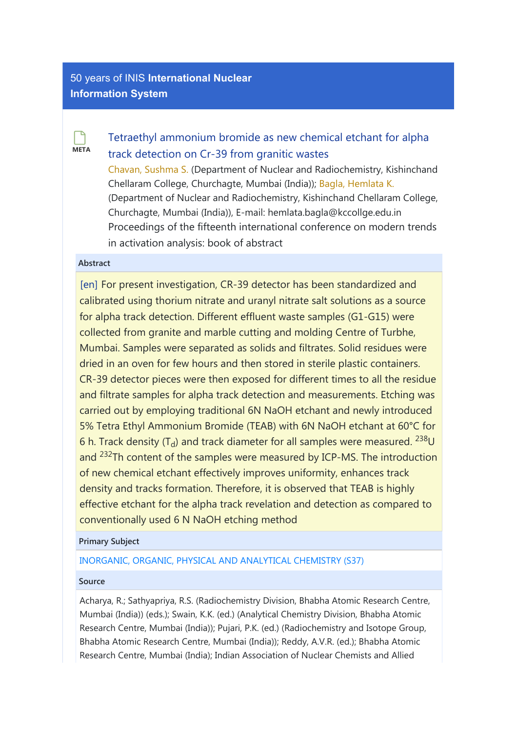# 50 years of INIS **International Nuclear Information System**

META

## Tetraethyl ammonium bromide as new chemical etchant for alpha track detection on Cr-39 from granitic wastes

Chavan, Sushma S. (Department of Nuclear and Radiochemistry, Kishinchand Chellaram College, Churchagte, Mumbai (India)); Bagla, Hemlata K. (Department of Nuclear and Radiochemistry, Kishinchand Chellaram College, Churchagte, Mumbai (India)), E-mail: hemlata.bagla@kccollge.edu.in

Proceedings of the fifteenth international conference on modern trends in activation analysis: book of abstract

### Abstract

[en] For present investigation, CR-39 detector has been standardized and calibrated using thorium nitrate and uranyl nitrate salt solutions as a source for alpha track detection. Different effluent waste samples (G1-G15) were collected from granite and marble cutting and molding Centre of Turbhe, Mumbai. Samples were separated as solids and filtrates. Solid residues were dried in an oven for few hours and then stored in sterile plastic containers. CR-39 detector pieces were then exposed for different times to all the residue and filtrate samples for alpha track detection and measurements. Etching was carried out by employing traditional 6N NaOH etchant and newly introduced 5% Tetra Ethyl Ammonium Bromide (TEAB) with 6N NaOH etchant at 60°C for 6 h. Track density ($T_d$) and track diameter for all samples were measured. $^{238}U$ and $^{232}Th$ content of the samples were measured by ICP-MS. The introduction of new chemical etchant effectively improves uniformity, enhances track density and tracks formation. Therefore, it is observed that TEAB is highly effective etchant for the alpha track revelation and detection as compared to conventionally used 6 N NaOH etching method

### Primary Subject

INORGANIC, ORGANIC, PHYSICAL AND ANALYTICAL CHEMISTRY (S37)

### Source

Acharya, R.; Sathyapriya, R.S. (Radiochemistry Division, Bhabha Atomic Research Centre, Mumbai (India)) (eds.); Swain, K.K. (ed.) (Analytical Chemistry Division, Bhabha Atomic Research Centre, Mumbai (India)); Pujari, P.K. (ed.) (Radiochemistry and Isotope Group, Bhabha Atomic Research Centre, Mumbai (India)); Reddy, A.V.R. (ed.); Bhabha Atomic Research Centre, Mumbai (India); Indian Association of Nuclear Chemists and Allied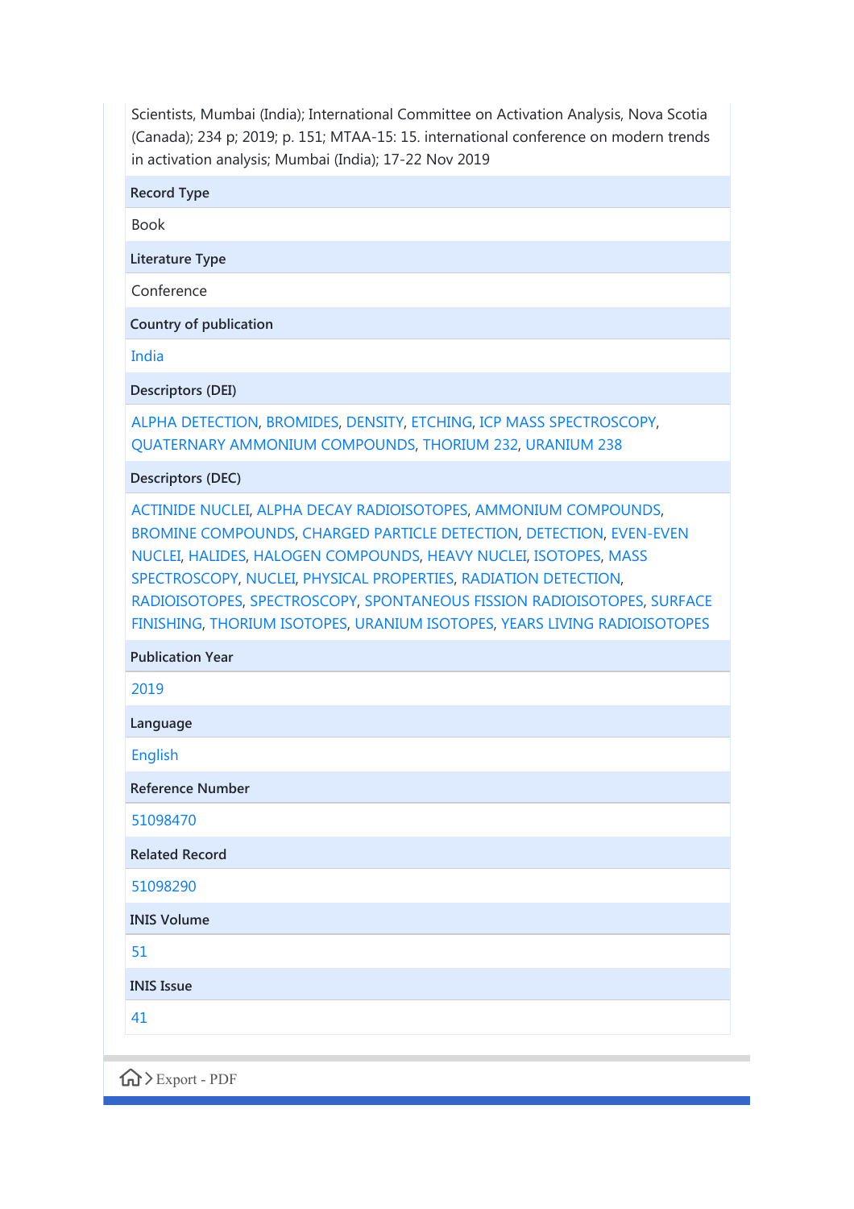Scientists, Mumbai (India); International Committee on Activation Analysis, Nova Scotia (Canada); 234 p; 2019; p. 151; MTAA-15: 15. international conference on modern trends in activation analysis; Mumbai (India); 17-22 Nov 2019

**Record Type**

Book

**Literature Type**

Conference

**Country of publication**

India

**Descriptors (DEI)**

ALPHA DETECTION, BROMIDES, DENSITY, ETCHING, ICP MASS SPECTROSCOPY, QUATERNARY AMMONIUM COMPOUNDS, THORIUM 232, URANIUM 238

**Descriptors (DEC)**

ACTINIDE NUCLEI, ALPHA DECAY RADIOISOTOPES, AMMONIUM COMPOUNDS, BROMINE COMPOUNDS, CHARGED PARTICLE DETECTION, DETECTION, EVEN-EVEN NUCLEI, HALIDES, HALOGEN COMPOUNDS, HEAVY NUCLEI, ISOTOPES, MASS SPECTROSCOPY, NUCLEI, PHYSICAL PROPERTIES, RADIATION DETECTION, RADIOISOTOPES, SPECTROSCOPY, SPONTANEOUS FISSION RADIOISOTOPES, SURFACE FINISHING, THORIUM ISOTOPES, URANIUM ISOTOPES, YEARS LIVING RADIOISOTOPES

**Publication Year**

2019

**Language**

English

**Reference Number**

51098470

**Related Record**

51098290

**INIS Volume**

51

**INIS Issue**

41

Export - PDF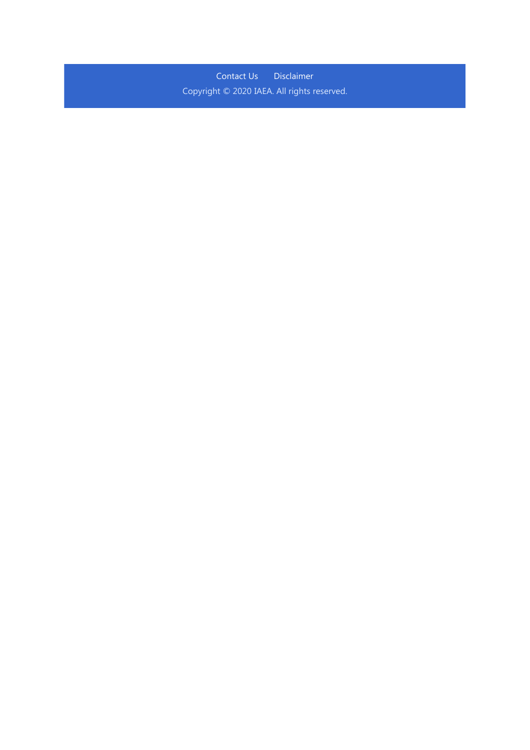Contact Us    Disclaimer

Copyright © 2020 IAEA. All rights reserved.